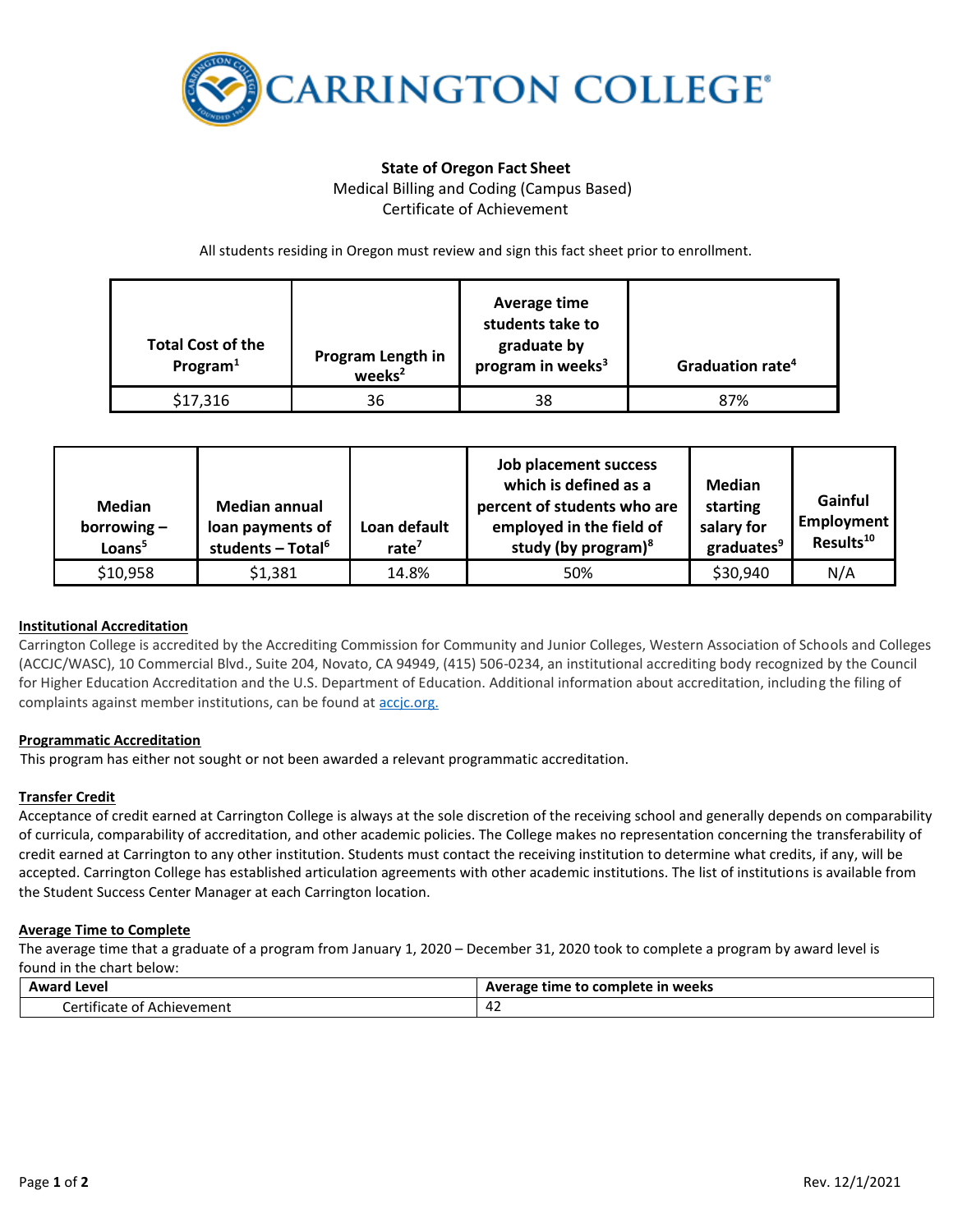CARRINGTON COLLEGE

**State of Oregon Fact Sheet**

Medical Billing and Coding (Campus Based)

Certificate of Achievement

All students residing in Oregon must review and sign this fact sheet prior to enrollment.

| Total Cost of the Program[1] | Program Length in weeks[2] | Average time students take to graduate by program in weeks[3] | Graduation rate[4] |
|---|---|---|---|
| $17,316 | 36 | 38 | 87% |

| Median borrowing – Loans[5] | Median annual loan payments of students – Total[6] | Loan default rate[7] | Job placement success which is defined as a percent of students who are employed in the field of study (by program)[8] | Median starting salary for graduates[9] | Gainful Employment Results[10] |
|---|---|---|---|---|---|
| $10,958 | $1,381 | 14.8% | 50% | $30,940 | N/A |

**Institutional Accreditation**

Carrington College is accredited by the Accrediting Commission for Community and Junior Colleges, Western Association of Schools and Colleges (ACCJC/WASC), 10 Commercial Blvd., Suite 204, Novato, CA 94949, (415) 506-0234, an institutional accrediting body recognized by the Council for Higher Education Accreditation and the U.S. Department of Education. Additional information about accreditation, including the filing of complaints against member institutions, can be found at accjc.org.

**Programmatic Accreditation**

This program has either not sought or not been awarded a relevant programmatic accreditation.

**Transfer Credit**

Acceptance of credit earned at Carrington College is always at the sole discretion of the receiving school and generally depends on comparability of curricula, comparability of accreditation, and other academic policies. The College makes no representation concerning the transferability of credit earned at Carrington to any other institution. Students must contact the receiving institution to determine what credits, if any, will be accepted. Carrington College has established articulation agreements with other academic institutions. The list of institutions is available from the Student Success Center Manager at each Carrington location.

**Average Time to Complete**

The average time that a graduate of a program from January 1, 2020 – December 31, 2020 took to complete a program by award level is found in the chart below:

| Award Level | Average time to complete in weeks |
|---|---|
| Certificate of Achievement | 42 |

Rev. 12/1/2021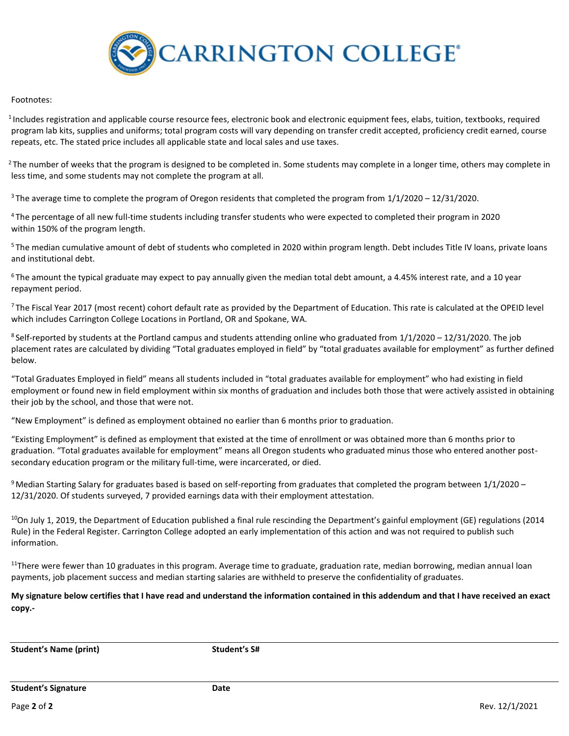Footnotes:

[1] Includes registration and applicable course resource fees, electronic book and electronic equipment fees, elabs, tuition, textbooks, required program lab kits, supplies and uniforms; total program costs will vary depending on transfer credit accepted, proficiency credit earned, course repeats, etc. The stated price includes all applicable state and local sales and use taxes.

[2] The number of weeks that the program is designed to be completed in. Some students may complete in a longer time, others may complete in less time, and some students may not complete the program at all.

[3] The average time to complete the program of Oregon residents that completed the program from 1/1/2020 – 12/31/2020.

[4] The percentage of all new full-time students including transfer students who were expected to completed their program in 2020 within 150% of the program length.

[5] The median cumulative amount of debt of students who completed in 2020 within program length. Debt includes Title IV loans, private loans and institutional debt.

[6] The amount the typical graduate may expect to pay annually given the median total debt amount, a 4.45% interest rate, and a 10 year repayment period.

[7] The Fiscal Year 2017 (most recent) cohort default rate as provided by the Department of Education. This rate is calculated at the OPEID level which includes Carrington College Locations in Portland, OR and Spokane, WA.

[8] Self-reported by students at the Portland campus and students attending online who graduated from 1/1/2020 – 12/31/2020. The job placement rates are calculated by dividing "Total graduates employed in field" by "total graduates available for employment" as further defined below.

"Total Graduates Employed in field" means all students included in "total graduates available for employment" who had existing in field employment or found new in field employment within six months of graduation and includes both those that were actively assisted in obtaining their job by the school, and those that were not.

"New Employment" is defined as employment obtained no earlier than 6 months prior to graduation.

"Existing Employment" is defined as employment that existed at the time of enrollment or was obtained more than 6 months prior to graduation. "Total graduates available for employment" means all Oregon students who graduated minus those who entered another post-secondary education program or the military full-time, were incarcerated, or died.

[9] Median Starting Salary for graduates based is based on self-reporting from graduates that completed the program between 1/1/2020 – 12/31/2020. Of students surveyed, 7 provided earnings data with their employment attestation.

[10] On July 1, 2019, the Department of Education published a final rule rescinding the Department's gainful employment (GE) regulations (2014 Rule) in the Federal Register. Carrington College adopted an early implementation of this action and was not required to publish such information.

[11] There were fewer than 10 graduates in this program. Average time to graduate, graduation rate, median borrowing, median annual loan payments, job placement success and median starting salaries are withheld to preserve the confidentiality of graduates.

**My signature below certifies that I have read and understand the information contained in this addendum and that I have received an exact copy.-**

**Student's Name (print)** **Student's S#**

**Student's Signature** **Date**

Rev. 12/1/2021